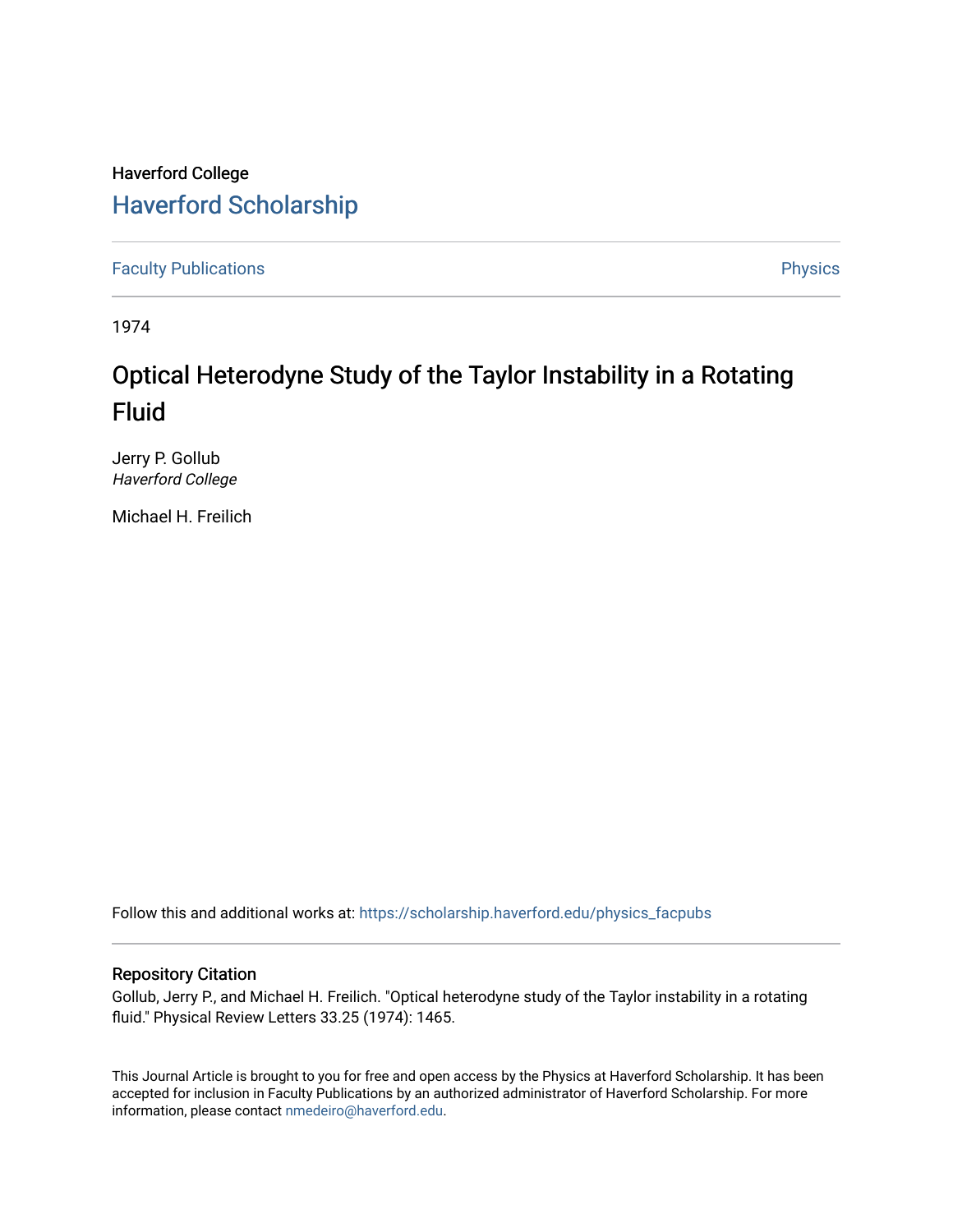Haverford College

## Haverford Scholarship

Faculty Publications

Physics

1974

# Optical Heterodyne Study of the Taylor Instability in a Rotating Fluid

Jerry P. Gollub
*Haverford College*

Michael H. Freilich

Follow this and additional works at: https://scholarship.haverford.edu/physics_facpubs

### Repository Citation

Gollub, Jerry P., and Michael H. Freilich. "Optical heterodyne study of the Taylor instability in a rotating fluid." Physical Review Letters 33.25 (1974): 1465.

This Journal Article is brought to you for free and open access by the Physics at Haverford Scholarship. It has been accepted for inclusion in Faculty Publications by an authorized administrator of Haverford Scholarship. For more information, please contact nmedeiro@haverford.edu.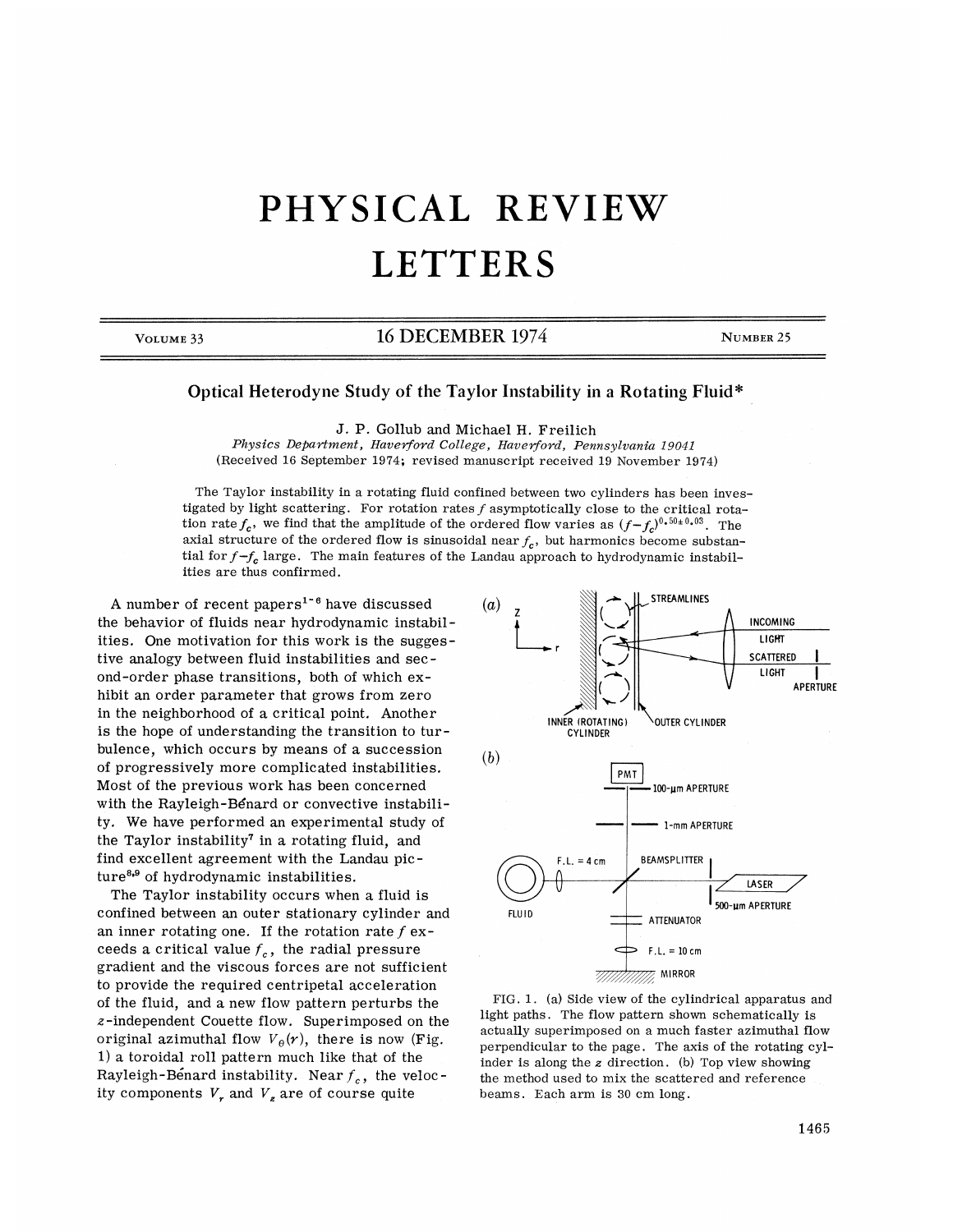# PHYSICAL REVIEW LETTERS

## Optical Heterodyne Study of the Taylor Instability in a Rotating Fluid*

J. P. Gollub and Michael H. Freilich

*Physics Department, Haverford College, Haverford, Pennsylvania 19041*

(Received 16 September 1974; revised manuscript received 19 November 1974)

The Taylor instability in a rotating fluid confined between two cylinders has been investigated by light scattering. For rotation rates $f$ asymptotically close to the critical rotation rate $f_c$, we find that the amplitude of the ordered flow varies as $(f-f_c)^{0.50\pm0.03}$. The axial structure of the ordered flow is sinusoidal near $f_c$, but harmonics become substantial for $f-f_c$ large. The main features of the Landau approach to hydrodynamic instabilities are thus confirmed.

A number of recent papers[1-6] have discussed the behavior of fluids near hydrodynamic instabilities. One motivation for this work is the suggestive analogy between fluid instabilities and second-order phase transitions, both of which exhibit an order parameter that grows from zero in the neighborhood of a critical point. Another is the hope of understanding the transition to turbulence, which occurs by means of a succession of progressively more complicated instabilities. Most of the previous work has been concerned with the Rayleigh-Bénard or convective instability. We have performed an experimental study of the Taylor instability[7] in a rotating fluid, and find excellent agreement with the Landau picture[8,9] of hydrodynamic instabilities.

The Taylor instability occurs when a fluid is confined between an outer stationary cylinder and an inner rotating one. If the rotation rate $f$ exceeds a critical value $f_c$, the radial pressure gradient and the viscous forces are not sufficient to provide the required centripetal acceleration of the fluid, and a new flow pattern perturbs the $z$-independent Couette flow. Superimposed on the original azimuthal flow $V_\theta(r)$, there is now (Fig. 1) a toroidal roll pattern much like that of the Rayleigh-Bénard instability. Near $f_c$, the velocity components $V_r$ and $V_z$ are of course quite

FIG. 1. (a) Side view of the cylindrical apparatus and light paths. The flow pattern shown schematically is actually superimposed on a much faster azimuthal flow perpendicular to the page. The axis of the rotating cylinder is along the $z$ direction. (b) Top view showing the method used to mix the scattered and reference beams. Each arm is 30 cm long.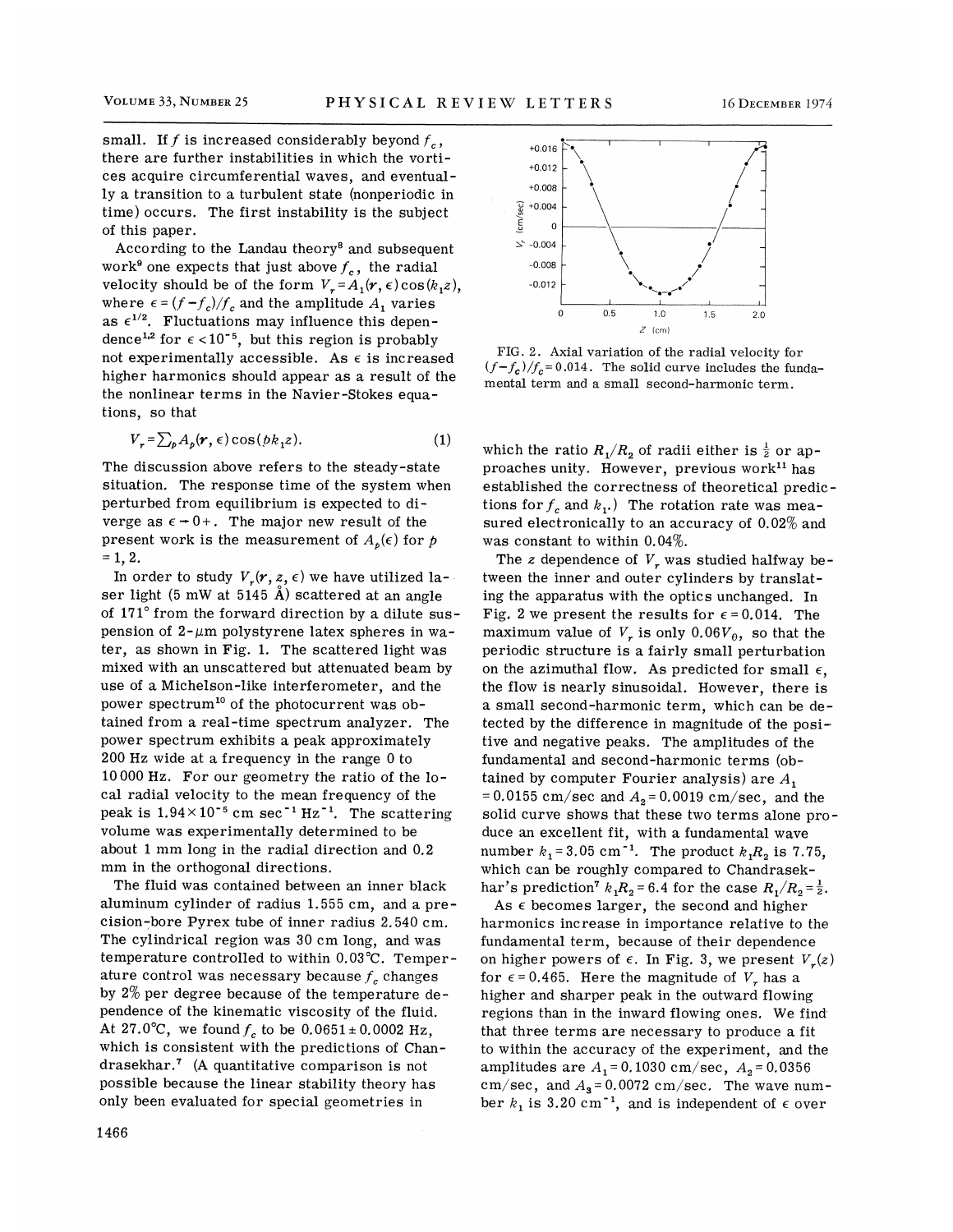small. If $f$ is increased considerably beyond $f_c$, there are further instabilities in which the vortices acquire circumferential waves, and eventually a transition to a turbulent state (nonperiodic in time) occurs. The first instability is the subject of this paper.

According to the Landau theory[8] and subsequent work[9] one expects that just above $f_c$, the radial velocity should be of the form $V_r = A_1(\mathbf{r}, \epsilon)\cos(k_1 z)$, where $\epsilon = (f - f_c)/f_c$ and the amplitude $A_1$ varies as $\epsilon^{1/2}$. Fluctuations may influence this dependence[1,2] for $\epsilon < 10^{-5}$, but this region is probably not experimentally accessible. As $\epsilon$ is increased higher harmonics should appear as a result of the nonlinear terms in the Navier-Stokes equations, so that

$$V_r = \sum_p A_p(\mathbf{r}, \epsilon)\cos(pk_1 z). \tag{1}$$

The discussion above refers to the steady-state situation. The response time of the system when perturbed from equilibrium is expected to diverge as $\epsilon \to 0+$. The major new result of the present work is the measurement of $A_p(\epsilon)$ for $p = 1, 2$.

In order to study $V_r(\mathbf{r}, z, \epsilon)$ we have utilized laser light (5 mW at 5145 Å) scattered at an angle of 171° from the forward direction by a dilute suspension of 2-$\mu$m polystyrene latex spheres in water, as shown in Fig. 1. The scattered light was mixed with an unscattered but attenuated beam by use of a Michelson-like interferometer, and the power spectrum[10] of the photocurrent was obtained from a real-time spectrum analyzer. The power spectrum exhibits a peak approximately 200 Hz wide at a frequency in the range 0 to 10 000 Hz. For our geometry the ratio of the local radial velocity to the mean frequency of the peak is $1.94 \times 10^{-5}$ cm sec$^{-1}$ Hz$^{-1}$. The scattering volume was experimentally determined to be about 1 mm long in the radial direction and 0.2 mm in the orthogonal directions.

The fluid was contained between an inner black aluminum cylinder of radius 1.555 cm, and a precision-bore Pyrex tube of inner radius 2.540 cm. The cylindrical region was 30 cm long, and was temperature controlled to within 0.03°C. Temperature control was necessary because $f_c$ changes by 2% per degree because of the temperature dependence of the kinematic viscosity of the fluid. At 27.0°C, we found $f_c$ to be $0.0651 \pm 0.0002$ Hz, which is consistent with the predictions of Chandrasekhar.[7] (A quantitative comparison is not possible because the linear stability theory has only been evaluated for special geometries in which the ratio $R_1/R_2$ of radii either is $\frac{1}{2}$ or approaches unity. However, previous work[11] has established the correctness of theoretical predictions for $f_c$ and $k_1$.) The rotation rate was measured electronically to an accuracy of 0.02% and was constant to within 0.04%.

FIG. 2. Axial variation of the radial velocity for $(f-f_c)/f_c = 0.014$. The solid curve includes the fundamental term and a small second-harmonic term.

The $z$ dependence of $V_r$ was studied halfway between the inner and outer cylinders by translating the apparatus with the optics unchanged. In Fig. 2 we present the results for $\epsilon = 0.014$. The maximum value of $V_r$ is only $0.06V_\theta$, so that the periodic structure is a fairly small perturbation on the azimuthal flow. As predicted for small $\epsilon$, the flow is nearly sinusoidal. However, there is a small second-harmonic term, which can be detected by the difference in magnitude of the positive and negative peaks. The amplitudes of the fundamental and second-harmonic terms (obtained by computer Fourier analysis) are $A_1 = 0.0155$ cm/sec and $A_2 = 0.0019$ cm/sec, and the solid curve shows that these two terms alone produce an excellent fit, with a fundamental wave number $k_1 = 3.05$ cm$^{-1}$. The product $k_1 R_2$ is 7.75, which can be roughly compared to Chandrasekhar's prediction[7] $k_1 R_2 = 6.4$ for the case $R_1/R_2 = \frac{1}{2}$.

As $\epsilon$ becomes larger, the second and higher harmonics increase in importance relative to the fundamental term, because of their dependence on higher powers of $\epsilon$. In Fig. 3, we present $V_r(z)$ for $\epsilon = 0.465$. Here the magnitude of $V_r$ has a higher and sharper peak in the outward flowing regions than in the inward flowing ones. We find that three terms are necessary to produce a fit to within the accuracy of the experiment, and the amplitudes are $A_1 = 0.1030$ cm/sec, $A_2 = 0.0356$ cm/sec, and $A_3 = 0.0072$ cm/sec. The wave number $k_1$ is 3.20 cm$^{-1}$, and is independent of $\epsilon$ over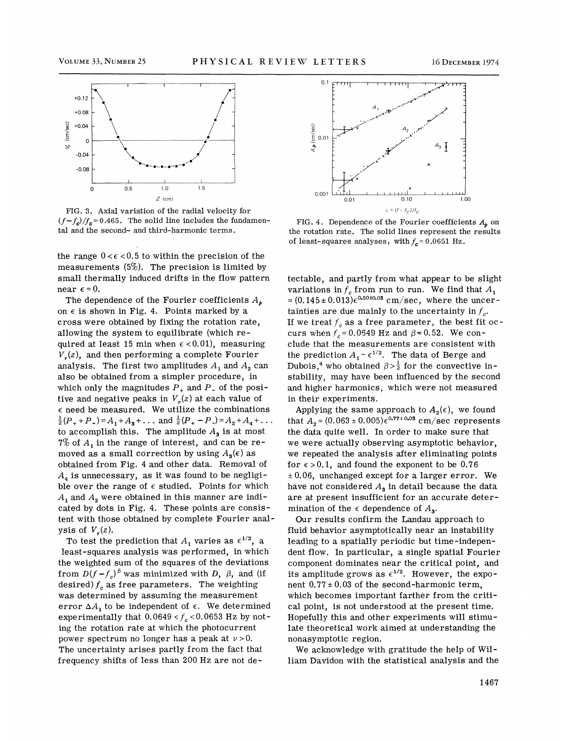FIG. 3. Axial variation of the radial velocity for $(f-f_c)/f_c = 0.465$. The solid line includes the fundamental and the second- and third-harmonic terms.

FIG. 4. Dependence of the Fourier coefficients $A_p$ on the rotation rate. The solid lines represent the results of least-squares analyses, with $f_c = 0.0651$ Hz.

the range $0 < \epsilon < 0.5$ to within the precision of the measurements (5%). The precision is limited by small thermally induced drifts in the flow pattern near $\epsilon = 0$.

The dependence of the Fourier coefficients $A_p$ on $\epsilon$ is shown in Fig. 4. Points marked by a cross were obtained by fixing the rotation rate, allowing the system to equilibrate (which required at least 15 min when $\epsilon < 0.01$), measuring $V_r(z)$, and then performing a complete Fourier analysis. The first two amplitudes $A_1$ and $A_2$ can also be obtained from a simpler procedure, in which only the magnitudes $P_+$ and $P_-$ of the positive and negative peaks in $V_r(z)$ at each value of $\epsilon$ need be measured. We utilize the combinations $\frac{1}{2}(P_+ + P_-) = A_1 + A_3 + \ldots$ and $\frac{1}{2}(P_+ - P_-) = A_2 + A_4 + \ldots$ to accomplish this. The amplitude $A_3$ is at most 7% of $A_1$ in the range of interest, and can be removed as a small correction by using $A_3(\epsilon)$ as obtained from Fig. 4 and other data. Removal of $A_4$ is unnecessary, as it was found to be negligible over the range of $\epsilon$ studied. Points for which $A_1$ and $A_2$ were obtained in this manner are indicated by dots in Fig. 4. These points are consistent with those obtained by complete Fourier analysis of $V_r(z)$.

To test the prediction that $A_1$ varies as $\epsilon^{1/2}$, a least-squares analysis was performed, in which the weighted sum of the squares of the deviations from $D(f-f_c)^\beta$ was minimized with $D$, $\beta$, and (if desired) $f_c$ as free parameters. The weighting was determined by assuming the measurement error $\Delta A_1$ to be independent of $\epsilon$. We determined experimentally that $0.0649 < f_c < 0.0653$ Hz by noting the rotation rate at which the photocurrent power spectrum no longer has a peak at $\nu > 0$. The uncertainty arises partly from the fact that frequency shifts of less than 200 Hz are not detectable, and partly from what appear to be slight variations in $f_c$ from run to run. We find that $A_1 = (0.145 \pm 0.013)\epsilon^{0.50 \pm 0.03}$ cm/sec, where the uncertainties are due mainly to the uncertainty in $f_c$. If we treat $f_c$ as a free parameter, the best fit occurs when $f_c = 0.0649$ Hz and $\beta = 0.52$. We conclude that the measurements are consistent with the prediction $A_1 \sim \epsilon^{1/2}$. The data of Berge and Dubois,[4] who obtained $\beta > \frac{1}{2}$ for the convective instability, may have been influenced by the second and higher harmonics, which were not measured in their experiments.

Applying the same approach to $A_2(\epsilon)$, we found that $A_2 = (0.063 \pm 0.005)\epsilon^{0.77 \pm 0.03}$ cm/sec represents the data quite well. In order to make sure that we were actually observing asymptotic behavior, we repeated the analysis after eliminating points for $\epsilon > 0.1$, and found the exponent to be $0.76 \pm 0.06$, unchanged except for a larger error. We have not considered $A_3$ in detail because the data are at present insufficient for an accurate determination of the $\epsilon$ dependence of $A_3$.

Our results confirm the Landau approach to fluid behavior asymptotically near an instability leading to a spatially periodic but time-independent flow. In particular, a single spatial Fourier component dominates near the critical point, and its amplitude grows as $\epsilon^{1/2}$. However, the exponent $0.77 \pm 0.03$ of the second-harmonic term, which becomes important farther from the critical point, is not understood at the present time. Hopefully this and other experiments will stimulate theoretical work aimed at understanding the nonasymptotic region.

We acknowledge with gratitude the help of William Davidon with the statistical analysis and the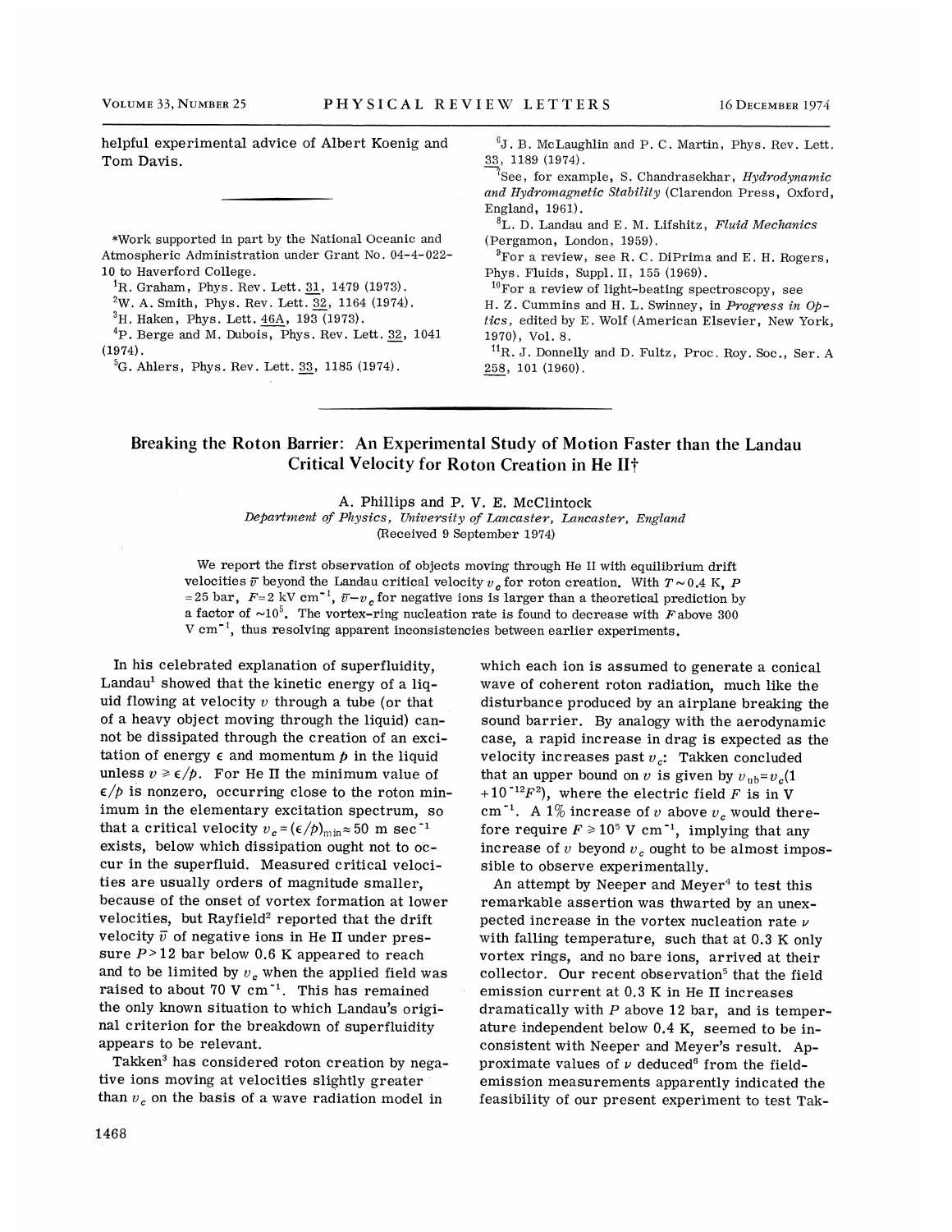helpful experimental advice of Albert Koenig and Tom Davis.

---

*Work supported in part by the National Oceanic and Atmospheric Administration under Grant No. 04-4-022-10 to Haverford College.

[1]R. Graham, Phys. Rev. Lett. 31, 1479 (1973).

[2]W. A. Smith, Phys. Rev. Lett. 32, 1164 (1974).

[3]H. Haken, Phys. Lett. 46A, 193 (1973).

[4]P. Berge and M. Dubois, Phys. Rev. Lett. 32, 1041 (1974).

[5]G. Ahlers, Phys. Rev. Lett. 33, 1185 (1974).

[6]J. B. McLaughlin and P. C. Martin, Phys. Rev. Lett. 33, 1189 (1974).

[7]See, for example, S. Chandrasekhar, *Hydrodynamic and Hydromagnetic Stability* (Clarendon Press, Oxford, England, 1961).

[8]L. D. Landau and E. M. Lifshitz, *Fluid Mechanics* (Pergamon, London, 1959).

[9]For a review, see R. C. DiPrima and E. H. Rogers, Phys. Fluids, Suppl. II, 155 (1969).

[10]For a review of light-beating spectroscopy, see H. Z. Cummins and H. L. Swinney, in *Progress in Optics*, edited by E. Wolf (American Elsevier, New York, 1970), Vol. 8.

[11]R. J. Donnelly and D. Fultz, Proc. Roy. Soc., Ser. A 258, 101 (1960).

---

# Breaking the Roton Barrier: An Experimental Study of Motion Faster than the Landau Critical Velocity for Roton Creation in He II†

A. Phillips and P. V. E. McClintock

*Department of Physics, University of Lancaster, Lancaster, England*

(Received 9 September 1974)

We report the first observation of objects moving through He II with equilibrium drift velocities $\bar{v}$ beyond the Landau critical velocity $v_c$ for roton creation. With $T \sim 0.4$ K, $P = 25$ bar, $F = 2$ kV cm$^{-1}$, $\bar{v} - v_c$ for negative ions is larger than a theoretical prediction by a factor of $\sim 10^5$. The vortex-ring nucleation rate is found to decrease with $F$ above 300 V cm$^{-1}$, thus resolving apparent inconsistencies between earlier experiments.

In his celebrated explanation of superfluidity, Landau[1] showed that the kinetic energy of a liquid flowing at velocity $v$ through a tube (or that of a heavy object moving through the liquid) cannot be dissipated through the creation of an excitation of energy $\epsilon$ and momentum $p$ in the liquid unless $v \geq \epsilon/p$. For He II the minimum value of $\epsilon/p$ is nonzero, occurring close to the roton minimum in the elementary excitation spectrum, so that a critical velocity $v_c = (\epsilon/p)_{\min} \approx 50$ m sec$^{-1}$ exists, below which dissipation ought not to occur in the superfluid. Measured critical velocities are usually orders of magnitude smaller, because of the onset of vortex formation at lower velocities, but Rayfield[2] reported that the drift velocity $\bar{v}$ of negative ions in He II under pressure $P > 12$ bar below 0.6 K appeared to reach and to be limited by $v_c$ when the applied field was raised to about 70 V cm$^{-1}$. This has remained the only known situation to which Landau's original criterion for the breakdown of superfluidity appears to be relevant.

Takken[3] has considered roton creation by negative ions moving at velocities slightly greater than $v_c$ on the basis of a wave radiation model in which each ion is assumed to generate a conical wave of coherent roton radiation, much like the disturbance produced by an airplane breaking the sound barrier. By analogy with the aerodynamic case, a rapid increase in drag is expected as the velocity increases past $v_c$: Takken concluded that an upper bound on $v$ is given by $v_{\text{ub}} = v_c(1 + 10^{-12}F^2)$, where the electric field $F$ is in V cm$^{-1}$. A 1% increase of $v$ above $v_c$ would therefore require $F \geq 10^5$ V cm$^{-1}$, implying that any increase of $v$ beyond $v_c$ ought to be almost impossible to observe experimentally.

An attempt by Neeper and Meyer[4] to test this remarkable assertion was thwarted by an unexpected increase in the vortex nucleation rate $\nu$ with falling temperature, such that at 0.3 K only vortex rings, and no bare ions, arrived at their collector. Our recent observation[5] that the field emission current at 0.3 K in He II increases dramatically with $P$ above 12 bar, and is temperature independent below 0.4 K, seemed to be inconsistent with Neeper and Meyer's result. Approximate values of $\nu$ deduced[6] from the field-emission measurements apparently indicated the feasibility of our present experiment to test Tak-